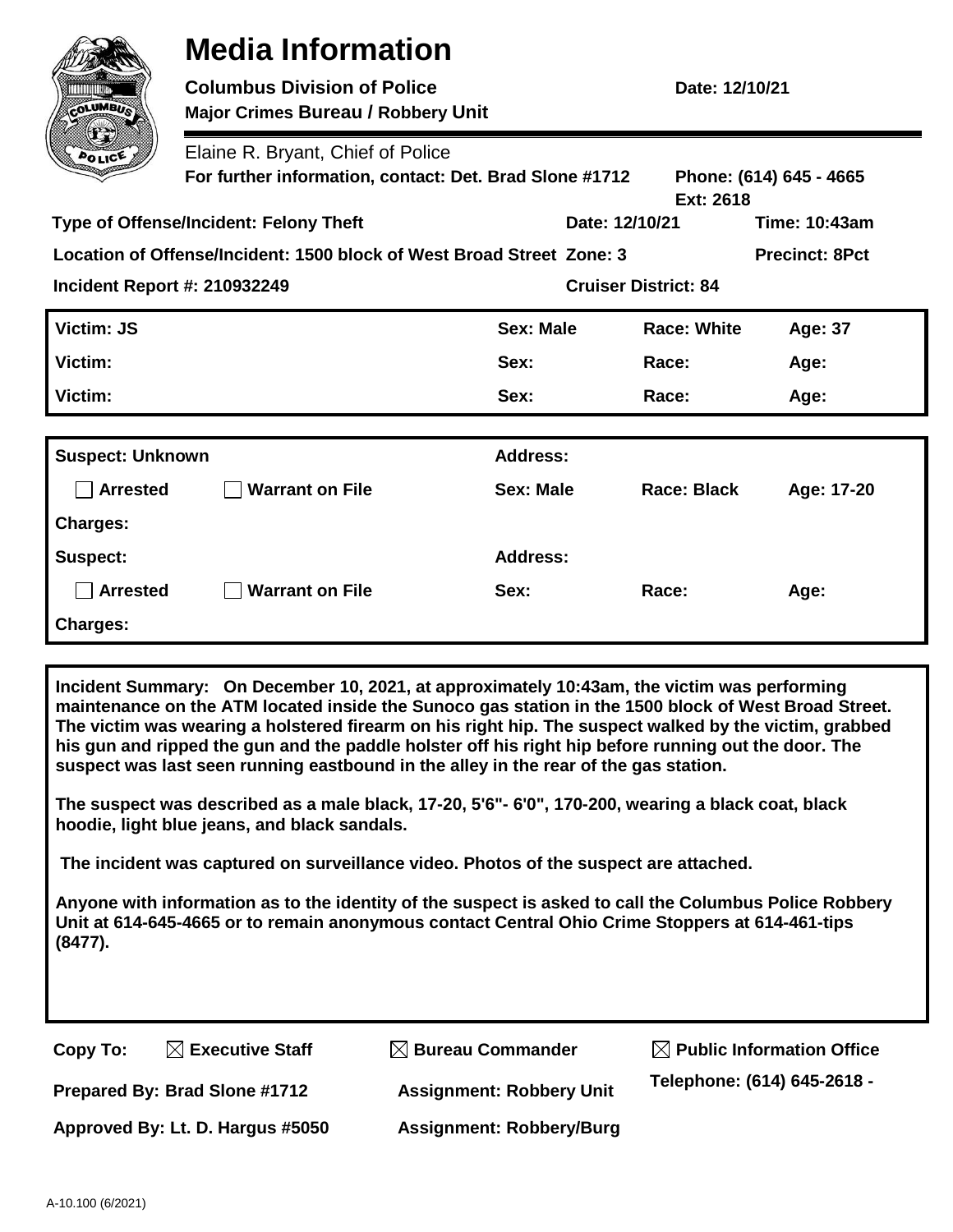# Media Information

**Columbus Division of Police** **Date: 12/10/21**

**Major Crimes Bureau / Robbery Unit**

Elaine R. Bryant, Chief of Police

**For further information, contact: Det. Brad Slone #1712** **Phone: (614) 645 - 4665 Ext: 2618**

**Type of Offense/Incident: Felony Theft** **Date: 12/10/21** **Time: 10:43am**

**Location of Offense/Incident: 1500 block of West Broad Street** **Zone: 3** **Precinct: 8Pct**

**Incident Report #: 210932249** **Cruiser District: 84**

| | | | |
|---|---|---|---|
| **Victim: JS** | **Sex: Male** | **Race: White** | **Age: 37** |
| **Victim:** | **Sex:** | **Race:** | **Age:** |
| **Victim:** | **Sex:** | **Race:** | **Age:** |

| | | | | |
|---|---|---|---|---|
| **Suspect: Unknown** | | **Address:** | | |
| ☐ **Arrested** | ☐ **Warrant on File** | **Sex: Male** | **Race: Black** | **Age: 17-20** |
| **Charges:** | | | | |
| **Suspect:** | | **Address:** | | |
| ☐ **Arrested** | ☐ **Warrant on File** | **Sex:** | **Race:** | **Age:** |
| **Charges:** | | | | |

**Incident Summary: On December 10, 2021, at approximately 10:43am, the victim was performing maintenance on the ATM located inside the Sunoco gas station in the 1500 block of West Broad Street. The victim was wearing a holstered firearm on his right hip. The suspect walked by the victim, grabbed his gun and ripped the gun and the paddle holster off his right hip before running out the door. The suspect was last seen running eastbound in the alley in the rear of the gas station.**

**The suspect was described as a male black, 17-20, 5'6"- 6'0", 170-200, wearing a black coat, black hoodie, light blue jeans, and black sandals.**

**The incident was captured on surveillance video. Photos of the suspect are attached.**

**Anyone with information as to the identity of the suspect is asked to call the Columbus Police Robbery Unit at 614-645-4665 or to remain anonymous contact Central Ohio Crime Stoppers at 614-461-tips (8477).**

**Copy To:** ☒ **Executive Staff** ☒ **Bureau Commander** ☒ **Public Information Office**

**Prepared By: Brad Slone #1712** **Assignment: Robbery Unit** **Telephone: (614) 645-2618 -**

**Approved By: Lt. D. Hargus #5050** **Assignment: Robbery/Burg**

A-10.100 (6/2021)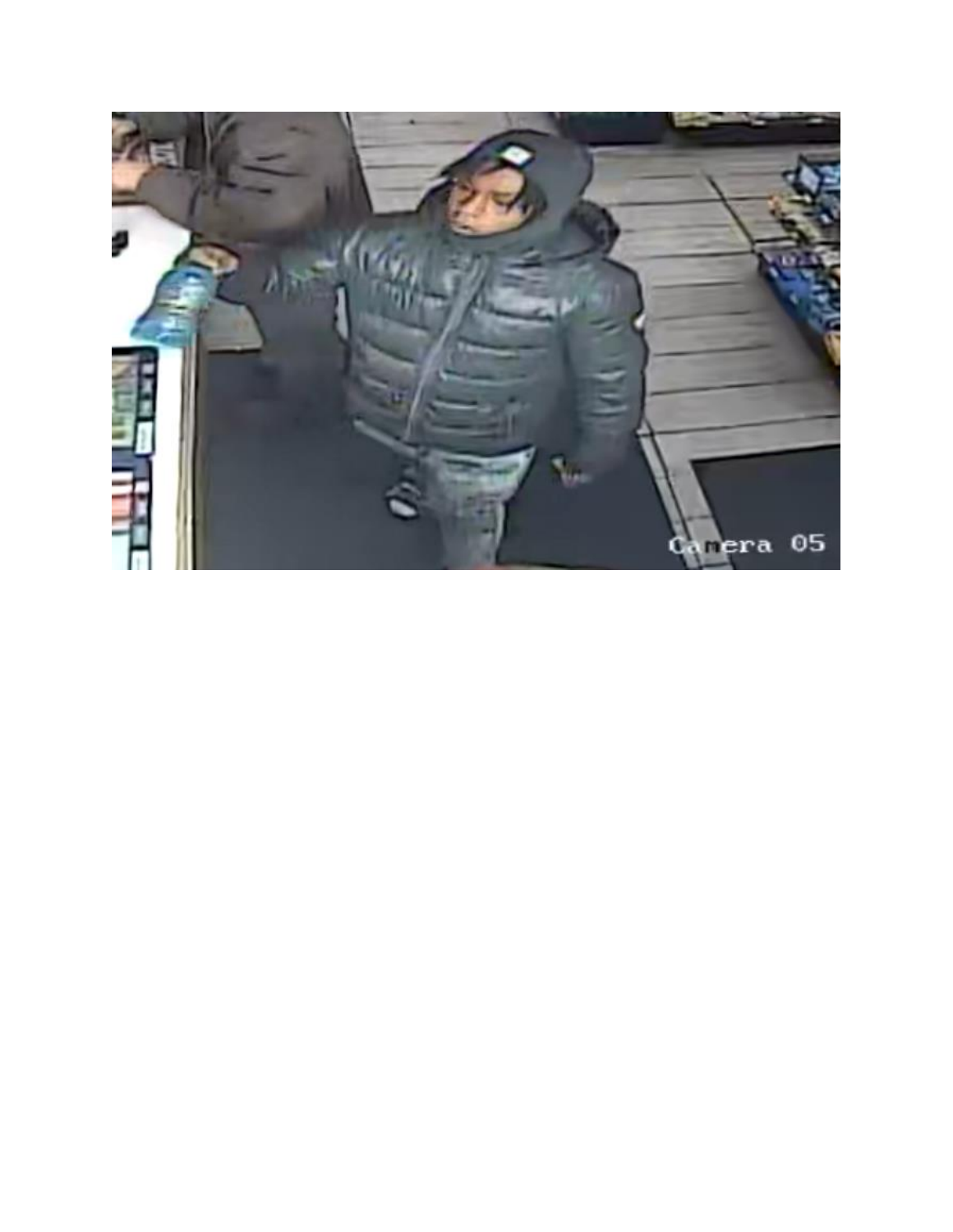Camera 05